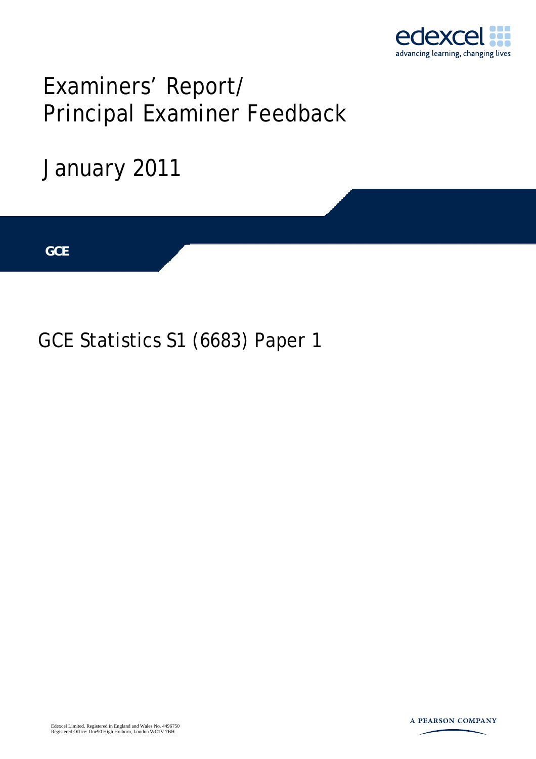edexcel

advancing learning, changing lives

# Examiners' Report/ Principal Examiner Feedback

## January 2011

**GCE**

## GCE Statistics S1 (6683) Paper 1

Edexcel Limited. Registered in England and Wales No. 4496750
Registered Office: One90 High Holborn, London WC1V 7BH

A PEARSON COMPANY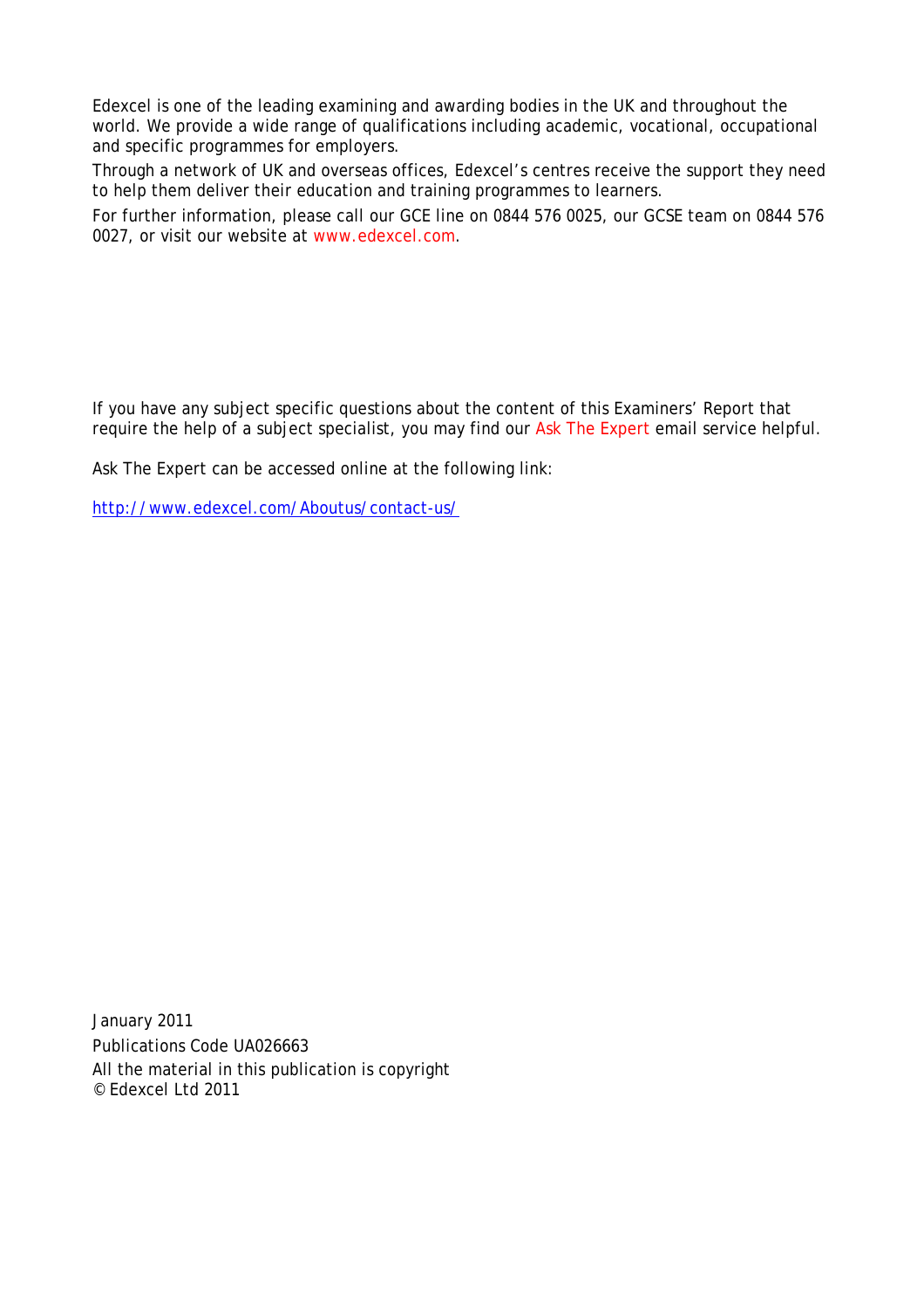Edexcel is one of the leading examining and awarding bodies in the UK and throughout the world. We provide a wide range of qualifications including academic, vocational, occupational and specific programmes for employers.

Through a network of UK and overseas offices, Edexcel's centres receive the support they need to help them deliver their education and training programmes to learners.

For further information, please call our GCE line on 0844 576 0025, our GCSE team on 0844 576 0027, or visit our website at www.edexcel.com.

If you have any subject specific questions about the content of this Examiners' Report that require the help of a subject specialist, you may find our Ask The Expert email service helpful.

Ask The Expert can be accessed online at the following link:

http://www.edexcel.com/Aboutus/contact-us/

January 2011
Publications Code UA026663
All the material in this publication is copyright
© Edexcel Ltd 2011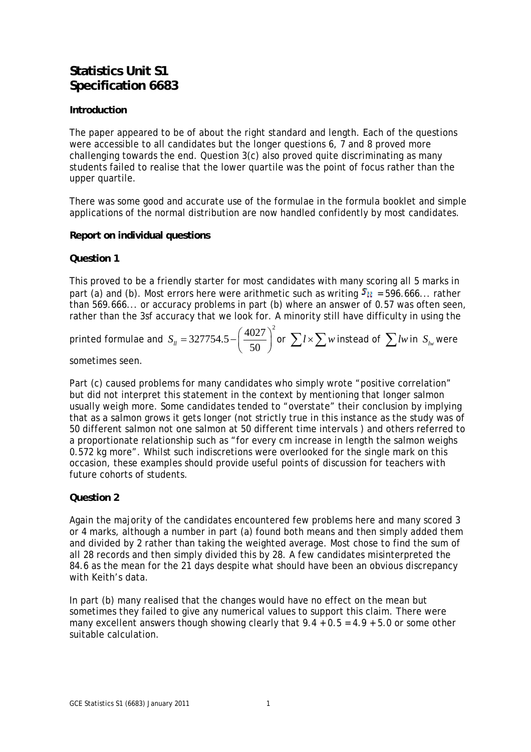# Statistics Unit S1
# Specification 6683

### Introduction

The paper appeared to be of about the right standard and length. Each of the questions were accessible to all candidates but the longer questions 6, 7 and 8 proved more challenging towards the end. Question 3(c) also proved quite discriminating as many students failed to realise that the lower quartile was the point of focus rather than the upper quartile.

There was some good and accurate use of the formulae in the formula booklet and simple applications of the normal distribution are now handled confidently by most candidates.

### Report on individual questions

### Question 1

This proved to be a friendly starter for most candidates with many scoring all 5 marks in part (a) and (b). Most errors here were arithmetic such as writing $S_{ll}$ = 596.666... rather than 569.666... or accuracy problems in part (b) where an answer of 0.57 was often seen, rather than the 3sf accuracy that we look for. A minority still have difficulty in using the printed formulae and $S_{ll} = 327754.5 - \left(\frac{4027}{50}\right)^2$ or $\sum l \times \sum w$ instead of $\sum lw$ in $S_{lw}$ were sometimes seen.

Part (c) caused problems for many candidates who simply wrote "positive correlation" but did not interpret this statement in the context by mentioning that longer salmon usually weigh more. Some candidates tended to "overstate" their conclusion by implying that as a salmon grows it gets longer (not strictly true in this instance as the study was of 50 different salmon not one salmon at 50 different time intervals ) and others referred to a proportionate relationship such as "for every cm increase in length the salmon weighs 0.572 kg more". Whilst such indiscretions were overlooked for the single mark on this occasion, these examples should provide useful points of discussion for teachers with future cohorts of students.

### Question 2

Again the majority of the candidates encountered few problems here and many scored 3 or 4 marks, although a number in part (a) found both means and then simply added them and divided by 2 rather than taking the weighted average. Most chose to find the sum of all 28 records and then simply divided this by 28. A few candidates misinterpreted the 84.6 as the mean for the 21 days despite what should have been an obvious discrepancy with Keith's data.

In part (b) many realised that the changes would have no effect on the mean but sometimes they failed to give any numerical values to support this claim. There were many excellent answers though showing clearly that 9.4 + 0.5 = 4.9 + 5.0 or some other suitable calculation.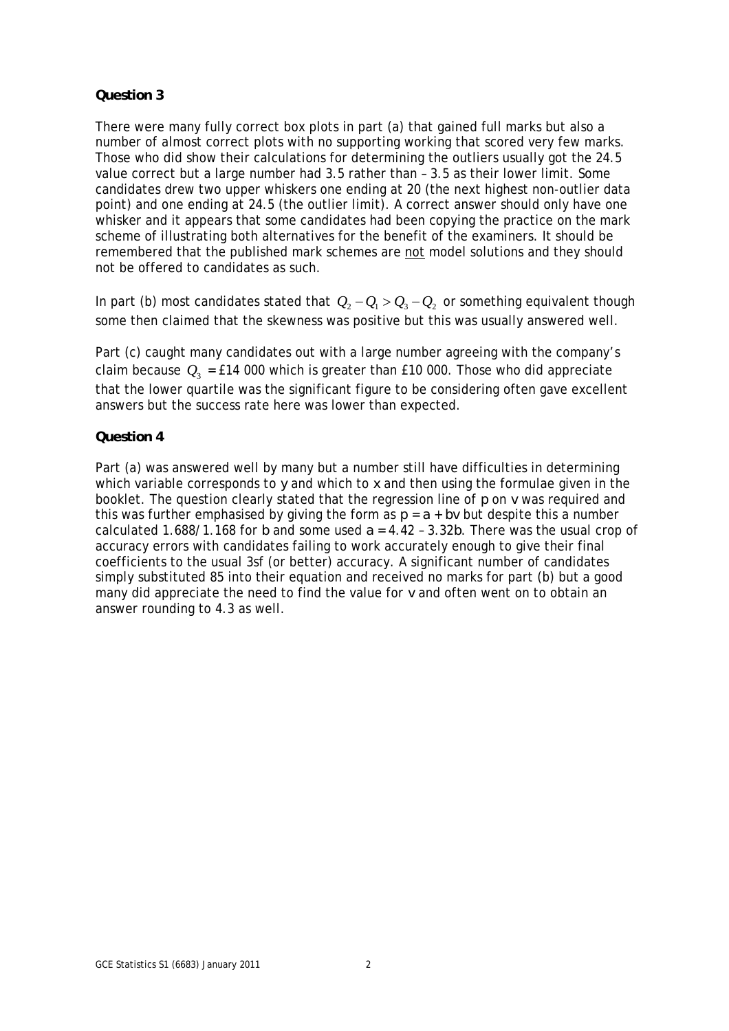## Question 3

There were many fully correct box plots in part (a) that gained full marks but also a number of almost correct plots with no supporting working that scored very few marks. Those who did show their calculations for determining the outliers usually got the 24.5 value correct but a large number had 3.5 rather than – 3.5 as their lower limit. Some candidates drew two upper whiskers one ending at 20 (the next highest non-outlier data point) and one ending at 24.5 (the outlier limit). A correct answer should only have one whisker and it appears that some candidates had been copying the practice on the mark scheme of illustrating both alternatives for the benefit of the examiners. It should be remembered that the published mark schemes are not model solutions and they should not be offered to candidates as such.

In part (b) most candidates stated that $Q_2 - Q_1 > Q_3 - Q_2$ or something equivalent though some then claimed that the skewness was positive but this was usually answered well.

Part (c) caught many candidates out with a large number agreeing with the company's claim because $Q_3$ = £14 000 which is greater than £10 000. Those who did appreciate that the lower quartile was the significant figure to be considering often gave excellent answers but the success rate here was lower than expected.

## Question 4

Part (a) was answered well by many but a number still have difficulties in determining which variable corresponds to $y$ and which to $x$ and then using the formulae given in the booklet. The question clearly stated that the regression line of $p$ on $v$ was required and this was further emphasised by giving the form as $p = a + bv$ but despite this a number calculated 1.688/1.168 for $b$ and some used $a = 4.42 - 3.32b$. There was the usual crop of accuracy errors with candidates failing to work accurately enough to give their final coefficients to the usual 3sf (or better) accuracy. A significant number of candidates simply substituted 85 into their equation and received no marks for part (b) but a good many did appreciate the need to find the value for $v$ and often went on to obtain an answer rounding to 4.3 as well.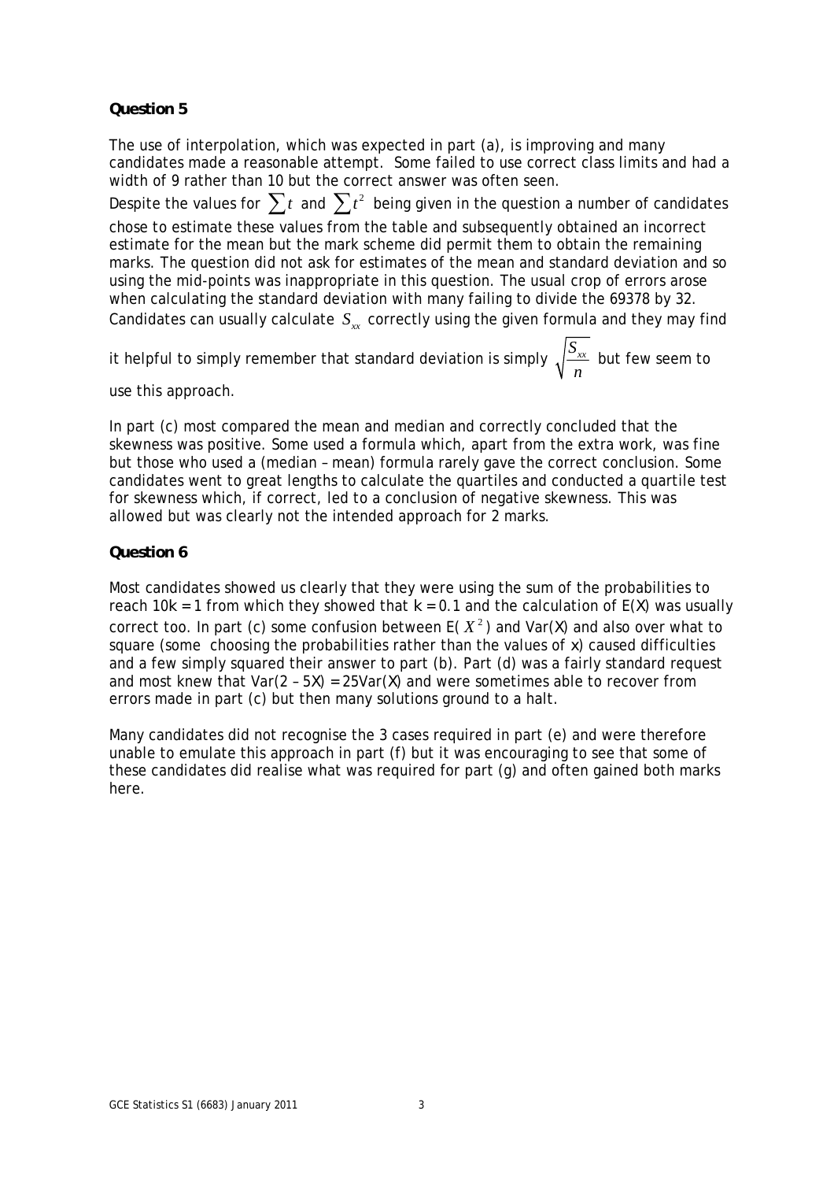**Question 5**

The use of interpolation, which was expected in part (a), is improving and many candidates made a reasonable attempt. Some failed to use correct class limits and had a width of 9 rather than 10 but the correct answer was often seen.
Despite the values for $\sum t$ and $\sum t^2$ being given in the question a number of candidates chose to estimate these values from the table and subsequently obtained an incorrect estimate for the mean but the mark scheme did permit them to obtain the remaining marks. The question did not ask for estimates of the mean and standard deviation and so using the mid-points was inappropriate in this question. The usual crop of errors arose when calculating the standard deviation with many failing to divide the 69378 by 32. Candidates can usually calculate $S_{xx}$ correctly using the given formula and they may find it helpful to simply remember that standard deviation is simply $\sqrt{\frac{S_{xx}}{n}}$ but few seem to use this approach.

In part (c) most compared the mean and median and correctly concluded that the skewness was positive. Some used a formula which, apart from the extra work, was fine but those who used a (median – mean) formula rarely gave the correct conclusion. Some candidates went to great lengths to calculate the quartiles and conducted a quartile test for skewness which, if correct, led to a conclusion of negative skewness. This was allowed but was clearly not the intended approach for 2 marks.

**Question 6**

Most candidates showed us clearly that they were using the sum of the probabilities to reach $10k = 1$ from which they showed that $k = 0.1$ and the calculation of E($X$) was usually correct too. In part (c) some confusion between E($X^2$) and Var($X$) and also over what to square (some choosing the probabilities rather than the values of $x$) caused difficulties and a few simply squared their answer to part (b). Part (d) was a fairly standard request and most knew that Var($2 - 5X$) = 25Var($X$) and were sometimes able to recover from errors made in part (c) but then many solutions ground to a halt.

Many candidates did not recognise the 3 cases required in part (e) and were therefore unable to emulate this approach in part (f) but it was encouraging to see that some of these candidates did realise what was required for part (g) and often gained both marks here.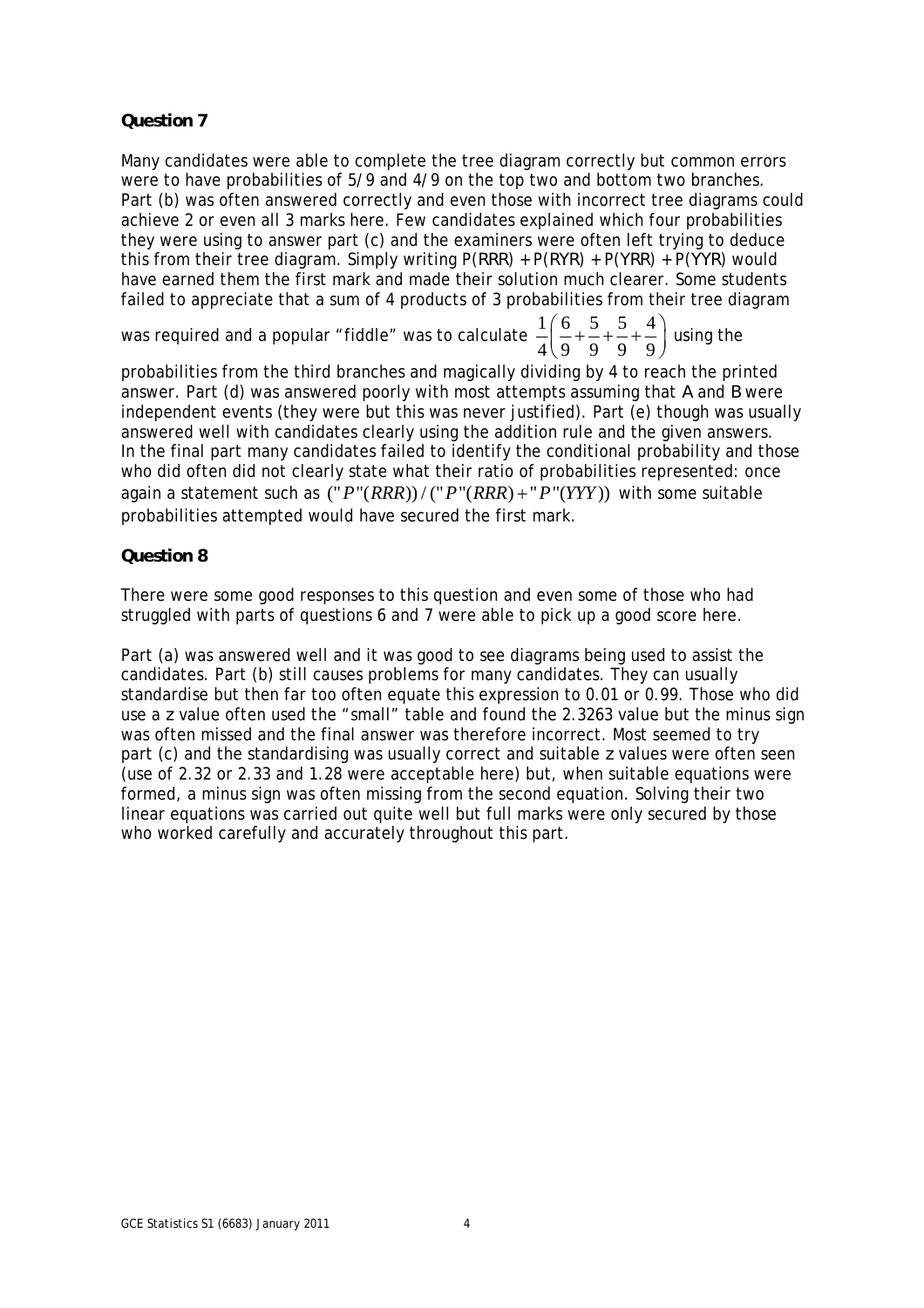**Question 7**

Many candidates were able to complete the tree diagram correctly but common errors were to have probabilities of 5/9 and 4/9 on the top two and bottom two branches. Part (b) was often answered correctly and even those with incorrect tree diagrams could achieve 2 or even all 3 marks here. Few candidates explained which four probabilities they were using to answer part (c) and the examiners were often left trying to deduce this from their tree diagram. Simply writing P(RRR) + P(RYR) + P(YRR) + P(YYR) would have earned them the first mark and made their solution much clearer. Some students failed to appreciate that a sum of 4 products of 3 probabilities from their tree diagram was required and a popular "fiddle" was to calculate $\frac{1}{4}\left(\frac{6}{9}+\frac{5}{9}+\frac{5}{9}+\frac{4}{9}\right)$ using the probabilities from the third branches and magically dividing by 4 to reach the printed answer. Part (d) was answered poorly with most attempts assuming that *A* and *B* were independent events (they were but this was never justified). Part (e) though was usually answered well with candidates clearly using the addition rule and the given answers. In the final part many candidates failed to identify the conditional probability and those who did often did not clearly state what their ratio of probabilities represented: once again a statement such as $("P"(RRR))/("P"(RRR)+"P"(YYY))$ with some suitable probabilities attempted would have secured the first mark.

**Question 8**

There were some good responses to this question and even some of those who had struggled with parts of questions 6 and 7 were able to pick up a good score here.

Part (a) was answered well and it was good to see diagrams being used to assist the candidates. Part (b) still causes problems for many candidates. They can usually standardise but then far too often equate this expression to 0.01 or 0.99. Those who did use a z value often used the "small" table and found the 2.3263 value but the minus sign was often missed and the final answer was therefore incorrect. Most seemed to try part (c) and the standardising was usually correct and suitable z values were often seen (use of 2.32 or 2.33 and 1.28 were acceptable here) but, when suitable equations were formed, a minus sign was often missing from the second equation. Solving their two linear equations was carried out quite well but full marks were only secured by those who worked carefully and accurately throughout this part.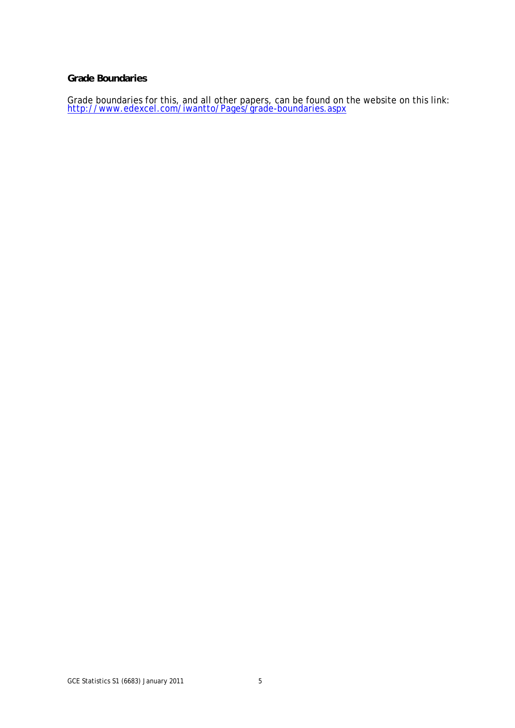**Grade Boundaries**

Grade boundaries for this, and all other papers, can be found on the website on this link:
http://www.edexcel.com/iwantto/Pages/grade-boundaries.aspx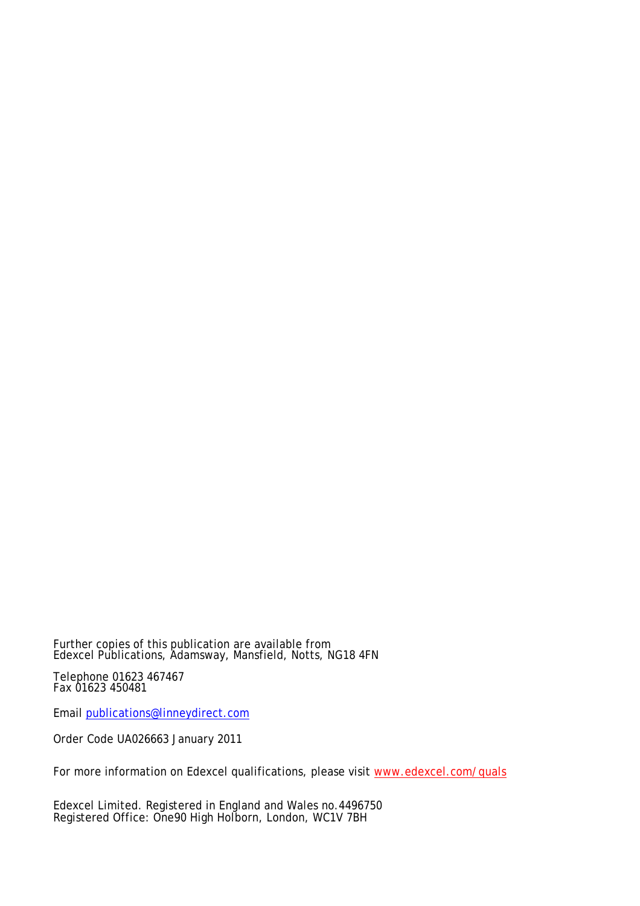Further copies of this publication are available from
Edexcel Publications, Adamsway, Mansfield, Notts, NG18 4FN

Telephone 01623 467467
Fax 01623 450481

Email publications@linneydirect.com

Order Code UA026663 January 2011

For more information on Edexcel qualifications, please visit www.edexcel.com/quals

Edexcel Limited. Registered in England and Wales no.4496750
Registered Office: One90 High Holborn, London, WC1V 7BH